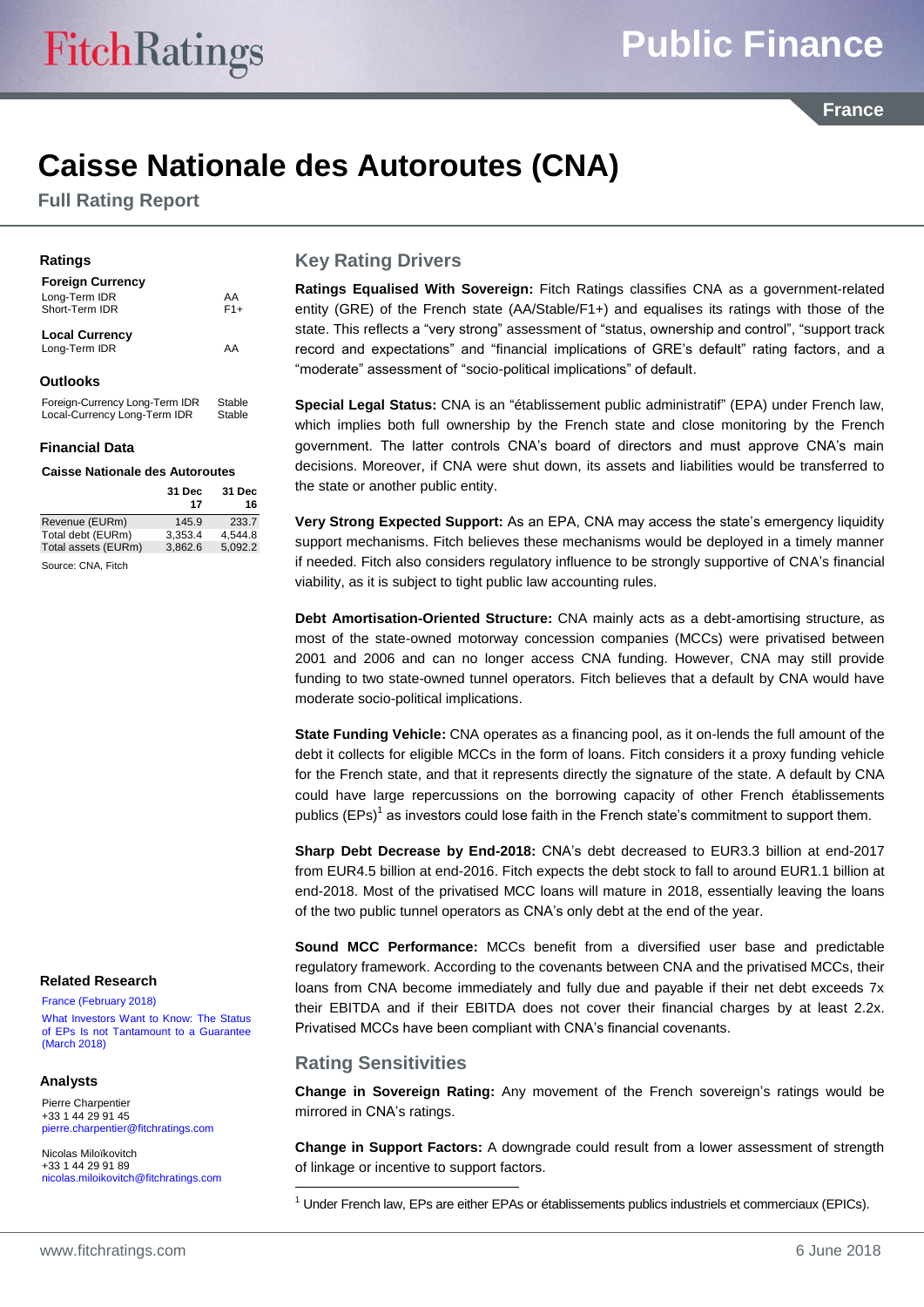# Caisse Nationale des Autoroutes (CNA)

**Full Rating Report**

## Ratings

**Foreign Currency**

| | |
|---|---|
| Long-Term IDR | AA |
| Short-Term IDR | F1+ |

**Local Currency**

| | |
|---|---|
| Long-Term IDR | AA |

## Outlooks

| | |
|---|---|
| Foreign-Currency Long-Term IDR | Stable |
| Local-Currency Long-Term IDR | Stable |

## Financial Data

**Caisse Nationale des Autoroutes**

| | 31 Dec 17 | 31 Dec 16 |
|---|---|---|
| Revenue (EURm) | 145.9 | 233.7 |
| Total debt (EURm) | 3,353.4 | 4,544.8 |
| Total assets (EURm) | 3,862.6 | 5,092.2 |

Source: CNA, Fitch

## Key Rating Drivers

**Ratings Equalised With Sovereign:** Fitch Ratings classifies CNA as a government-related entity (GRE) of the French state (AA/Stable/F1+) and equalises its ratings with those of the state. This reflects a "very strong" assessment of "status, ownership and control", "support track record and expectations" and "financial implications of GRE's default" rating factors, and a "moderate" assessment of "socio-political implications" of default.

**Special Legal Status:** CNA is an "établissement public administratif" (EPA) under French law, which implies both full ownership by the French state and close monitoring by the French government. The latter controls CNA's board of directors and must approve CNA's main decisions. Moreover, if CNA were shut down, its assets and liabilities would be transferred to the state or another public entity.

**Very Strong Expected Support:** As an EPA, CNA may access the state's emergency liquidity support mechanisms. Fitch believes these mechanisms would be deployed in a timely manner if needed. Fitch also considers regulatory influence to be strongly supportive of CNA's financial viability, as it is subject to tight public law accounting rules.

**Debt Amortisation-Oriented Structure:** CNA mainly acts as a debt-amortising structure, as most of the state-owned motorway concession companies (MCCs) were privatised between 2001 and 2006 and can no longer access CNA funding. However, CNA may still provide funding to two state-owned tunnel operators. Fitch believes that a default by CNA would have moderate socio-political implications.

**State Funding Vehicle:** CNA operates as a financing pool, as it on-lends the full amount of the debt it collects for eligible MCCs in the form of loans. Fitch considers it a proxy funding vehicle for the French state, and that it represents directly the signature of the state. A default by CNA could have large repercussions on the borrowing capacity of other French établissements publics (EPs)[1] as investors could lose faith in the French state's commitment to support them.

**Sharp Debt Decrease by End-2018:** CNA's debt decreased to EUR3.3 billion at end-2017 from EUR4.5 billion at end-2016. Fitch expects the debt stock to fall to around EUR1.1 billion at end-2018. Most of the privatised MCC loans will mature in 2018, essentially leaving the loans of the two public tunnel operators as CNA's only debt at the end of the year.

**Sound MCC Performance:** MCCs benefit from a diversified user base and predictable regulatory framework. According to the covenants between CNA and the privatised MCCs, their loans from CNA become immediately and fully due and payable if their net debt exceeds 7x their EBITDA and if their EBITDA does not cover their financial charges by at least 2.2x. Privatised MCCs have been compliant with CNA's financial covenants.

## Rating Sensitivities

**Change in Sovereign Rating:** Any movement of the French sovereign's ratings would be mirrored in CNA's ratings.

**Change in Support Factors:** A downgrade could result from a lower assessment of strength of linkage or incentive to support factors.

[1] Under French law, EPs are either EPAs or établissements publics industriels et commerciaux (EPICs).

## Related Research

France (February 2018)

What Investors Want to Know: The Status of EPs Is not Tantamount to a Guarantee (March 2018)

## Analysts

Pierre Charpentier
+33 1 44 29 91 45
pierre.charpentier@fitchratings.com

Nicolas Miloïkovitch
+33 1 44 29 91 89
nicolas.miloikovitch@fitchratings.com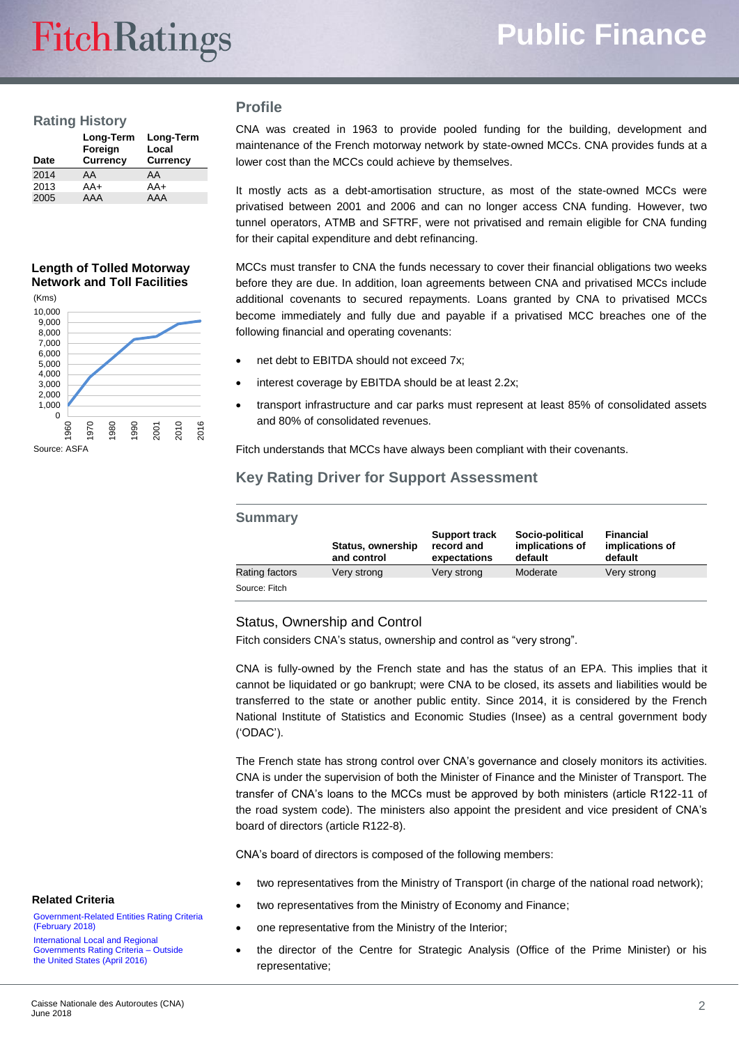## Rating History

| Date | Long-Term Foreign Currency | Long-Term Local Currency |
|---|---|---|
| 2014 | AA | AA |
| 2013 | AA+ | AA+ |
| 2005 | AAA | AAA |

### Length of Tolled Motorway Network and Toll Facilities

(Kms)

Source: ASFA

## Profile

CNA was created in 1963 to provide pooled funding for the building, development and maintenance of the French motorway network by state-owned MCCs. CNA provides funds at a lower cost than the MCCs could achieve by themselves.

It mostly acts as a debt-amortisation structure, as most of the state-owned MCCs were privatised between 2001 and 2006 and can no longer access CNA funding. However, two tunnel operators, ATMB and SFTRF, were not privatised and remain eligible for CNA funding for their capital expenditure and debt refinancing.

MCCs must transfer to CNA the funds necessary to cover their financial obligations two weeks before they are due. In addition, loan agreements between CNA and privatised MCCs include additional covenants to secured repayments. Loans granted by CNA to privatised MCCs become immediately and fully due and payable if a privatised MCC breaches one of the following financial and operating covenants:

- net debt to EBITDA should not exceed 7x;
- interest coverage by EBITDA should be at least 2.2x;
- transport infrastructure and car parks must represent at least 85% of consolidated assets and 80% of consolidated revenues.

Fitch understands that MCCs have always been compliant with their covenants.

## Key Rating Driver for Support Assessment

### Summary

| | Status, ownership and control | Support track record and expectations | Socio-political implications of default | Financial implications of default |
|---|---|---|---|---|
| Rating factors | Very strong | Very strong | Moderate | Very strong |

Source: Fitch

### Status, Ownership and Control

Fitch considers CNA's status, ownership and control as "very strong".

CNA is fully-owned by the French state and has the status of an EPA. This implies that it cannot be liquidated or go bankrupt; were CNA to be closed, its assets and liabilities would be transferred to the state or another public entity. Since 2014, it is considered by the French National Institute of Statistics and Economic Studies (Insee) as a central government body ('ODAC').

The French state has strong control over CNA's governance and closely monitors its activities. CNA is under the supervision of both the Minister of Finance and the Minister of Transport. The transfer of CNA's loans to the MCCs must be approved by both ministers (article R122-11 of the road system code). The ministers also appoint the president and vice president of CNA's board of directors (article R122-8).

CNA's board of directors is composed of the following members:

- two representatives from the Ministry of Transport (in charge of the national road network);
- two representatives from the Ministry of Economy and Finance;
- one representative from the Ministry of the Interior;
- the director of the Centre for Strategic Analysis (Office of the Prime Minister) or his representative;

### Related Criteria

Government-Related Entities Rating Criteria (February 2018)

International Local and Regional Governments Rating Criteria – Outside the United States (April 2016)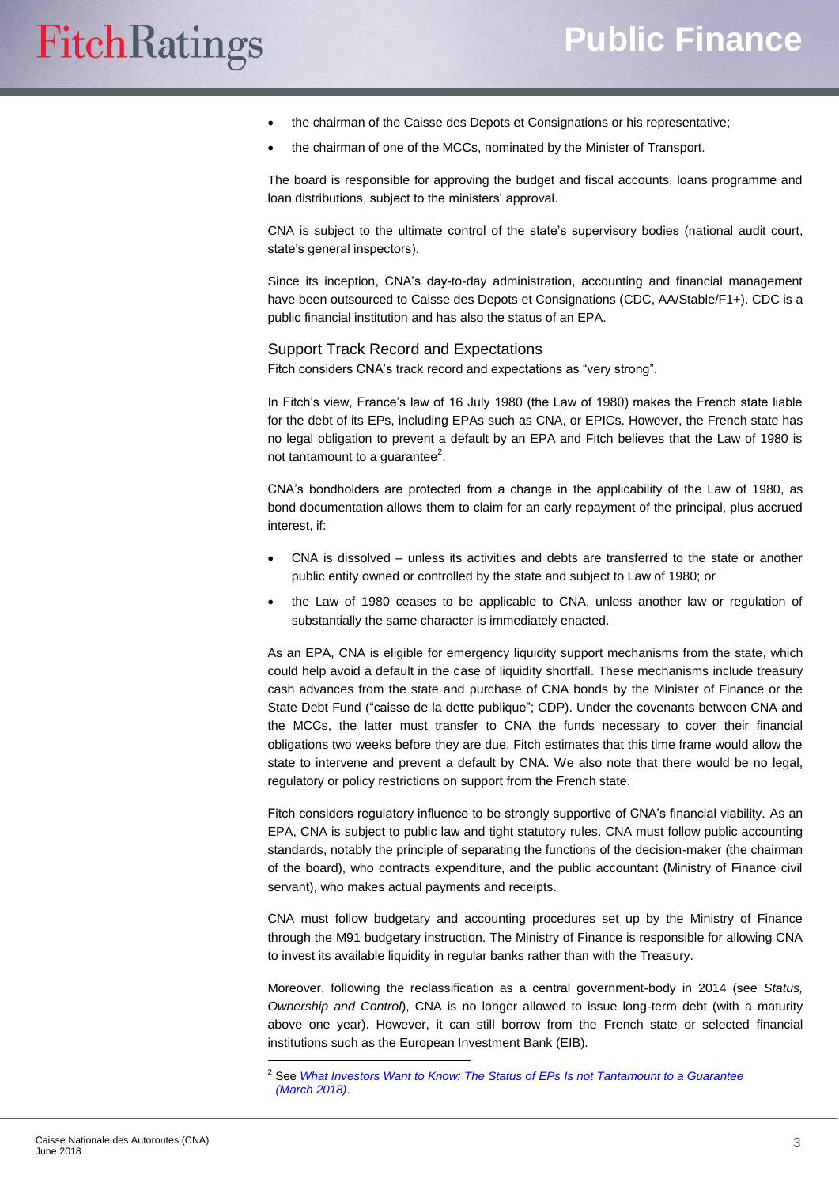- the chairman of the Caisse des Depots et Consignations or his representative;
- the chairman of one of the MCCs, nominated by the Minister of Transport.

The board is responsible for approving the budget and fiscal accounts, loans programme and loan distributions, subject to the ministers' approval.

CNA is subject to the ultimate control of the state's supervisory bodies (national audit court, state's general inspectors).

Since its inception, CNA's day-to-day administration, accounting and financial management have been outsourced to Caisse des Depots et Consignations (CDC, AA/Stable/F1+). CDC is a public financial institution and has also the status of an EPA.

## Support Track Record and Expectations

Fitch considers CNA's track record and expectations as "very strong".

In Fitch's view, France's law of 16 July 1980 (the Law of 1980) makes the French state liable for the debt of its EPs, including EPAs such as CNA, or EPICs. However, the French state has no legal obligation to prevent a default by an EPA and Fitch believes that the Law of 1980 is not tantamount to a guarantee[2].

CNA's bondholders are protected from a change in the applicability of the Law of 1980, as bond documentation allows them to claim for an early repayment of the principal, plus accrued interest, if:

- CNA is dissolved – unless its activities and debts are transferred to the state or another public entity owned or controlled by the state and subject to Law of 1980; or
- the Law of 1980 ceases to be applicable to CNA, unless another law or regulation of substantially the same character is immediately enacted.

As an EPA, CNA is eligible for emergency liquidity support mechanisms from the state, which could help avoid a default in the case of liquidity shortfall. These mechanisms include treasury cash advances from the state and purchase of CNA bonds by the Minister of Finance or the State Debt Fund ("caisse de la dette publique"; CDP). Under the covenants between CNA and the MCCs, the latter must transfer to CNA the funds necessary to cover their financial obligations two weeks before they are due. Fitch estimates that this time frame would allow the state to intervene and prevent a default by CNA. We also note that there would be no legal, regulatory or policy restrictions on support from the French state.

Fitch considers regulatory influence to be strongly supportive of CNA's financial viability. As an EPA, CNA is subject to public law and tight statutory rules. CNA must follow public accounting standards, notably the principle of separating the functions of the decision-maker (the chairman of the board), who contracts expenditure, and the public accountant (Ministry of Finance civil servant), who makes actual payments and receipts.

CNA must follow budgetary and accounting procedures set up by the Ministry of Finance through the M91 budgetary instruction. The Ministry of Finance is responsible for allowing CNA to invest its available liquidity in regular banks rather than with the Treasury.

Moreover, following the reclassification as a central government-body in 2014 (see *Status, Ownership and Control*), CNA is no longer allowed to issue long-term debt (with a maturity above one year). However, it can still borrow from the French state or selected financial institutions such as the European Investment Bank (EIB).

---

[2] See *What Investors Want to Know: The Status of EPs Is not Tantamount to a Guarantee (March 2018)*.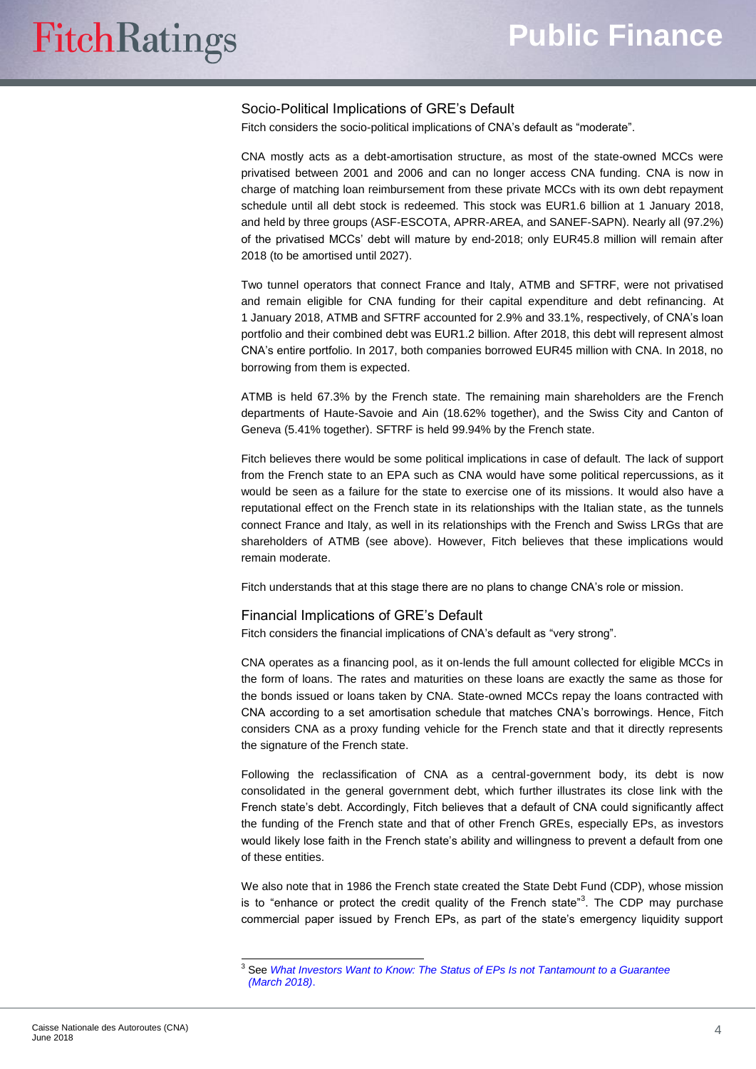## Socio-Political Implications of GRE's Default

Fitch considers the socio-political implications of CNA's default as "moderate".

CNA mostly acts as a debt-amortisation structure, as most of the state-owned MCCs were privatised between 2001 and 2006 and can no longer access CNA funding. CNA is now in charge of matching loan reimbursement from these private MCCs with its own debt repayment schedule until all debt stock is redeemed. This stock was EUR1.6 billion at 1 January 2018, and held by three groups (ASF-ESCOTA, APRR-AREA, and SANEF-SAPN). Nearly all (97.2%) of the privatised MCCs' debt will mature by end-2018; only EUR45.8 million will remain after 2018 (to be amortised until 2027).

Two tunnel operators that connect France and Italy, ATMB and SFTRF, were not privatised and remain eligible for CNA funding for their capital expenditure and debt refinancing. At 1 January 2018, ATMB and SFTRF accounted for 2.9% and 33.1%, respectively, of CNA's loan portfolio and their combined debt was EUR1.2 billion. After 2018, this debt will represent almost CNA's entire portfolio. In 2017, both companies borrowed EUR45 million with CNA. In 2018, no borrowing from them is expected.

ATMB is held 67.3% by the French state. The remaining main shareholders are the French departments of Haute-Savoie and Ain (18.62% together), and the Swiss City and Canton of Geneva (5.41% together). SFTRF is held 99.94% by the French state.

Fitch believes there would be some political implications in case of default. The lack of support from the French state to an EPA such as CNA would have some political repercussions, as it would be seen as a failure for the state to exercise one of its missions. It would also have a reputational effect on the French state in its relationships with the Italian state, as the tunnels connect France and Italy, as well in its relationships with the French and Swiss LRGs that are shareholders of ATMB (see above). However, Fitch believes that these implications would remain moderate.

Fitch understands that at this stage there are no plans to change CNA's role or mission.

## Financial Implications of GRE's Default

Fitch considers the financial implications of CNA's default as "very strong".

CNA operates as a financing pool, as it on-lends the full amount collected for eligible MCCs in the form of loans. The rates and maturities on these loans are exactly the same as those for the bonds issued or loans taken by CNA. State-owned MCCs repay the loans contracted with CNA according to a set amortisation schedule that matches CNA's borrowings. Hence, Fitch considers CNA as a proxy funding vehicle for the French state and that it directly represents the signature of the French state.

Following the reclassification of CNA as a central-government body, its debt is now consolidated in the general government debt, which further illustrates its close link with the French state's debt. Accordingly, Fitch believes that a default of CNA could significantly affect the funding of the French state and that of other French GREs, especially EPs, as investors would likely lose faith in the French state's ability and willingness to prevent a default from one of these entities.

We also note that in 1986 the French state created the State Debt Fund (CDP), whose mission is to "enhance or protect the credit quality of the French state"[3]. The CDP may purchase commercial paper issued by French EPs, as part of the state's emergency liquidity support

---

[3] See *What Investors Want to Know: The Status of EPs Is not Tantamount to a Guarantee (March 2018)*.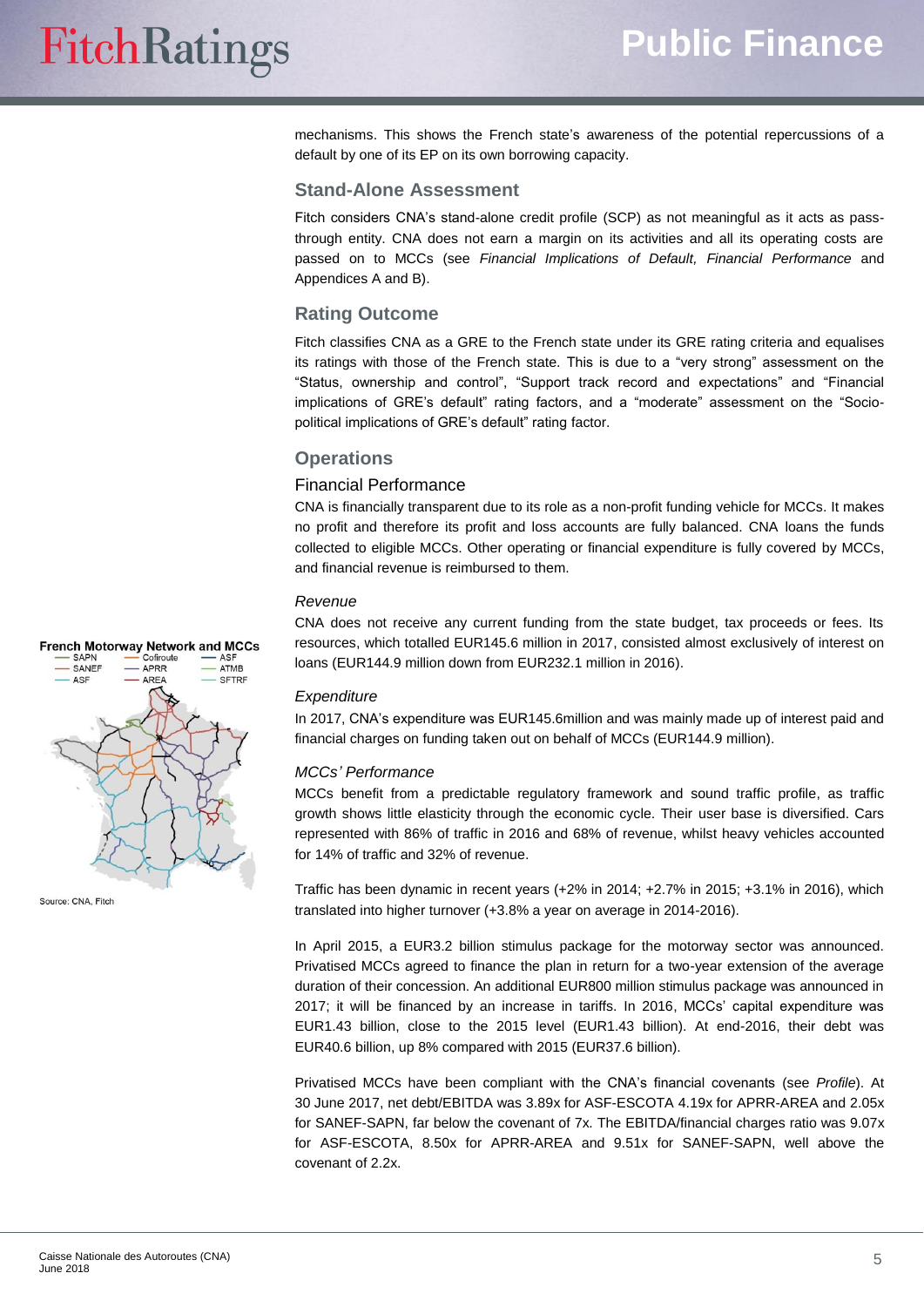mechanisms. This shows the French state's awareness of the potential repercussions of a default by one of its EP on its own borrowing capacity.

## Stand-Alone Assessment

Fitch considers CNA's stand-alone credit profile (SCP) as not meaningful as it acts as pass-through entity. CNA does not earn a margin on its activities and all its operating costs are passed on to MCCs (see *Financial Implications of Default, Financial Performance* and Appendices A and B).

## Rating Outcome

Fitch classifies CNA as a GRE to the French state under its GRE rating criteria and equalises its ratings with those of the French state. This is due to a "very strong" assessment on the "Status, ownership and control", "Support track record and expectations" and "Financial implications of GRE's default" rating factors, and a "moderate" assessment on the "Socio-political implications of GRE's default" rating factor.

## Operations

### Financial Performance

CNA is financially transparent due to its role as a non-profit funding vehicle for MCCs. It makes no profit and therefore its profit and loss accounts are fully balanced. CNA loans the funds collected to eligible MCCs. Other operating or financial expenditure is fully covered by MCCs, and financial revenue is reimbursed to them.

*Revenue*

CNA does not receive any current funding from the state budget, tax proceeds or fees. Its resources, which totalled EUR145.6 million in 2017, consisted almost exclusively of interest on loans (EUR144.9 million down from EUR232.1 million in 2016).

**French Motorway Network and MCCs**

Source: CNA, Fitch

*Expenditure*

In 2017, CNA's expenditure was EUR145.6million and was mainly made up of interest paid and financial charges on funding taken out on behalf of MCCs (EUR144.9 million).

*MCCs' Performance*

MCCs benefit from a predictable regulatory framework and sound traffic profile, as traffic growth shows little elasticity through the economic cycle. Their user base is diversified. Cars represented with 86% of traffic in 2016 and 68% of revenue, whilst heavy vehicles accounted for 14% of traffic and 32% of revenue.

Traffic has been dynamic in recent years (+2% in 2014; +2.7% in 2015; +3.1% in 2016), which translated into higher turnover (+3.8% a year on average in 2014-2016).

In April 2015, a EUR3.2 billion stimulus package for the motorway sector was announced. Privatised MCCs agreed to finance the plan in return for a two-year extension of the average duration of their concession. An additional EUR800 million stimulus package was announced in 2017; it will be financed by an increase in tariffs. In 2016, MCCs' capital expenditure was EUR1.43 billion, close to the 2015 level (EUR1.43 billion). At end-2016, their debt was EUR40.6 billion, up 8% compared with 2015 (EUR37.6 billion).

Privatised MCCs have been compliant with the CNA's financial covenants (see *Profile*). At 30 June 2017, net debt/EBITDA was 3.89x for ASF-ESCOTA 4.19x for APRR-AREA and 2.05x for SANEF-SAPN, far below the covenant of 7x. The EBITDA/financial charges ratio was 9.07x for ASF-ESCOTA, 8.50x for APRR-AREA and 9.51x for SANEF-SAPN, well above the covenant of 2.2x.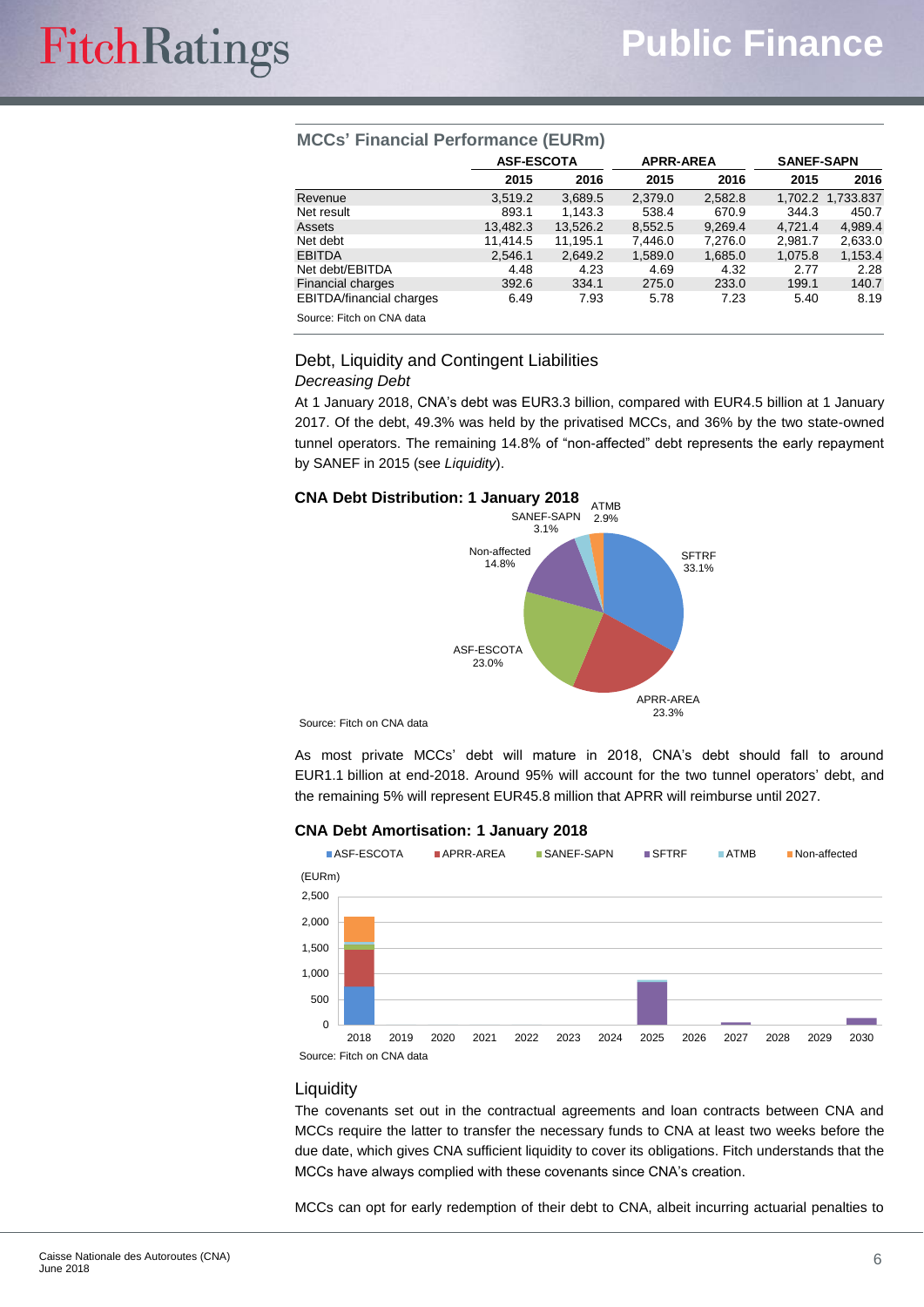### MCCs' Financial Performance (EURm)

| | ASF-ESCOTA | | APRR-AREA | | SANEF-SAPN | |
|---|---|---|---|---|---|---|
| | 2015 | 2016 | 2015 | 2016 | 2015 | 2016 |
| Revenue | 3,519.2 | 3,689.5 | 2,379.0 | 2,582.8 | 1,702.2 | 1,733.837 |
| Net result | 893.1 | 1,143.3 | 538.4 | 670.9 | 344.3 | 450.7 |
| Assets | 13,482.3 | 13,526.2 | 8,552.5 | 9,269.4 | 4,721.4 | 4,989.4 |
| Net debt | 11,414.5 | 11,195.1 | 7,446.0 | 7,276.0 | 2,981.7 | 2,633.0 |
| EBITDA | 2,546.1 | 2,649.2 | 1,589.0 | 1,685.0 | 1,075.8 | 1,153.4 |
| Net debt/EBITDA | 4.48 | 4.23 | 4.69 | 4.32 | 2.77 | 2.28 |
| Financial charges | 392.6 | 334.1 | 275.0 | 233.0 | 199.1 | 140.7 |
| EBITDA/financial charges | 6.49 | 7.93 | 5.78 | 7.23 | 5.40 | 8.19 |

Source: Fitch on CNA data

## Debt, Liquidity and Contingent Liabilities

*Decreasing Debt*

At 1 January 2018, CNA's debt was EUR3.3 billion, compared with EUR4.5 billion at 1 January 2017. Of the debt, 49.3% was held by the privatised MCCs, and 36% by the two state-owned tunnel operators. The remaining 14.8% of "non-affected" debt represents the early repayment by SANEF in 2015 (see *Liquidity*).

**CNA Debt Distribution: 1 January 2018**

SFTRF 33.1%; APRR-AREA 23.3%; ASF-ESCOTA 23.0%; Non-affected 14.8%; SANEF-SAPN 3.1%; ATMB 2.9%

Source: Fitch on CNA data

As most private MCCs' debt will mature in 2018, CNA's debt should fall to around EUR1.1 billion at end-2018. Around 95% will account for the two tunnel operators' debt, and the remaining 5% will represent EUR45.8 million that APRR will reimburse until 2027.

**CNA Debt Amortisation: 1 January 2018**

Legend: ASF-ESCOTA, APRR-AREA, SANEF-SAPN, SFTRF, ATMB, Non-affected (EURm)

Source: Fitch on CNA data

### Liquidity

The covenants set out in the contractual agreements and loan contracts between CNA and MCCs require the latter to transfer the necessary funds to CNA at least two weeks before the due date, which gives CNA sufficient liquidity to cover its obligations. Fitch understands that the MCCs have always complied with these covenants since CNA's creation.

MCCs can opt for early redemption of their debt to CNA, albeit incurring actuarial penalties to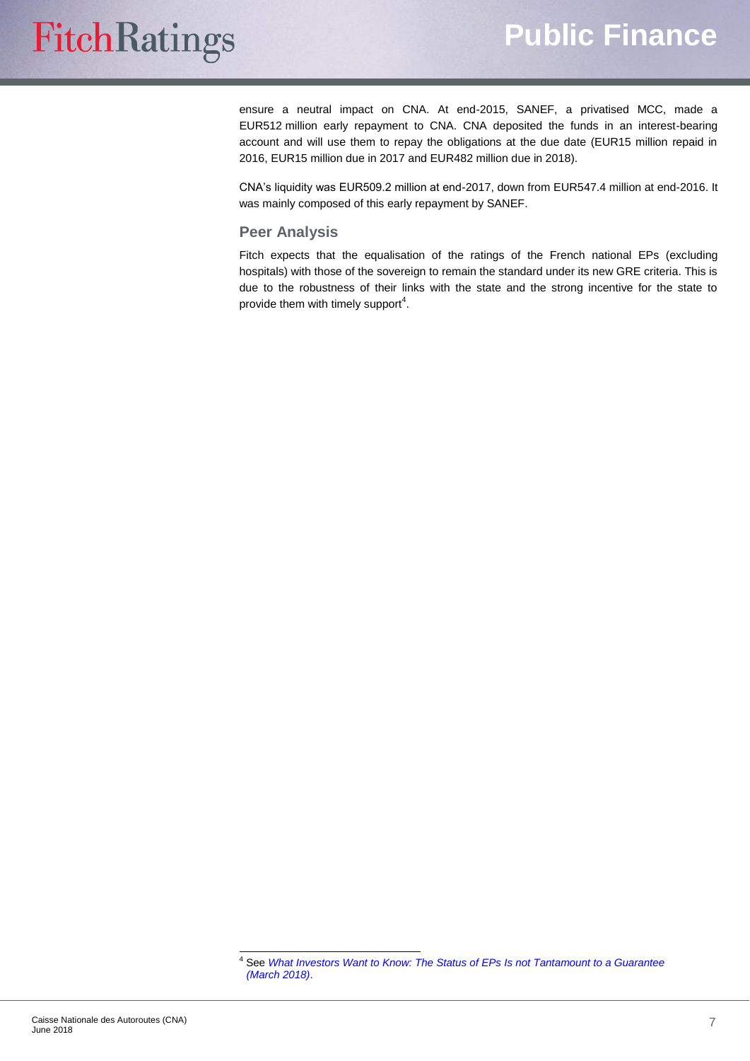ensure a neutral impact on CNA. At end-2015, SANEF, a privatised MCC, made a EUR512 million early repayment to CNA. CNA deposited the funds in an interest-bearing account and will use them to repay the obligations at the due date (EUR15 million repaid in 2016, EUR15 million due in 2017 and EUR482 million due in 2018).

CNA's liquidity was EUR509.2 million at end-2017, down from EUR547.4 million at end-2016. It was mainly composed of this early repayment by SANEF.

## Peer Analysis

Fitch expects that the equalisation of the ratings of the French national EPs (excluding hospitals) with those of the sovereign to remain the standard under its new GRE criteria. This is due to the robustness of their links with the state and the strong incentive for the state to provide them with timely support[4].

[4] See *What Investors Want to Know: The Status of EPs Is not Tantamount to a Guarantee (March 2018)*.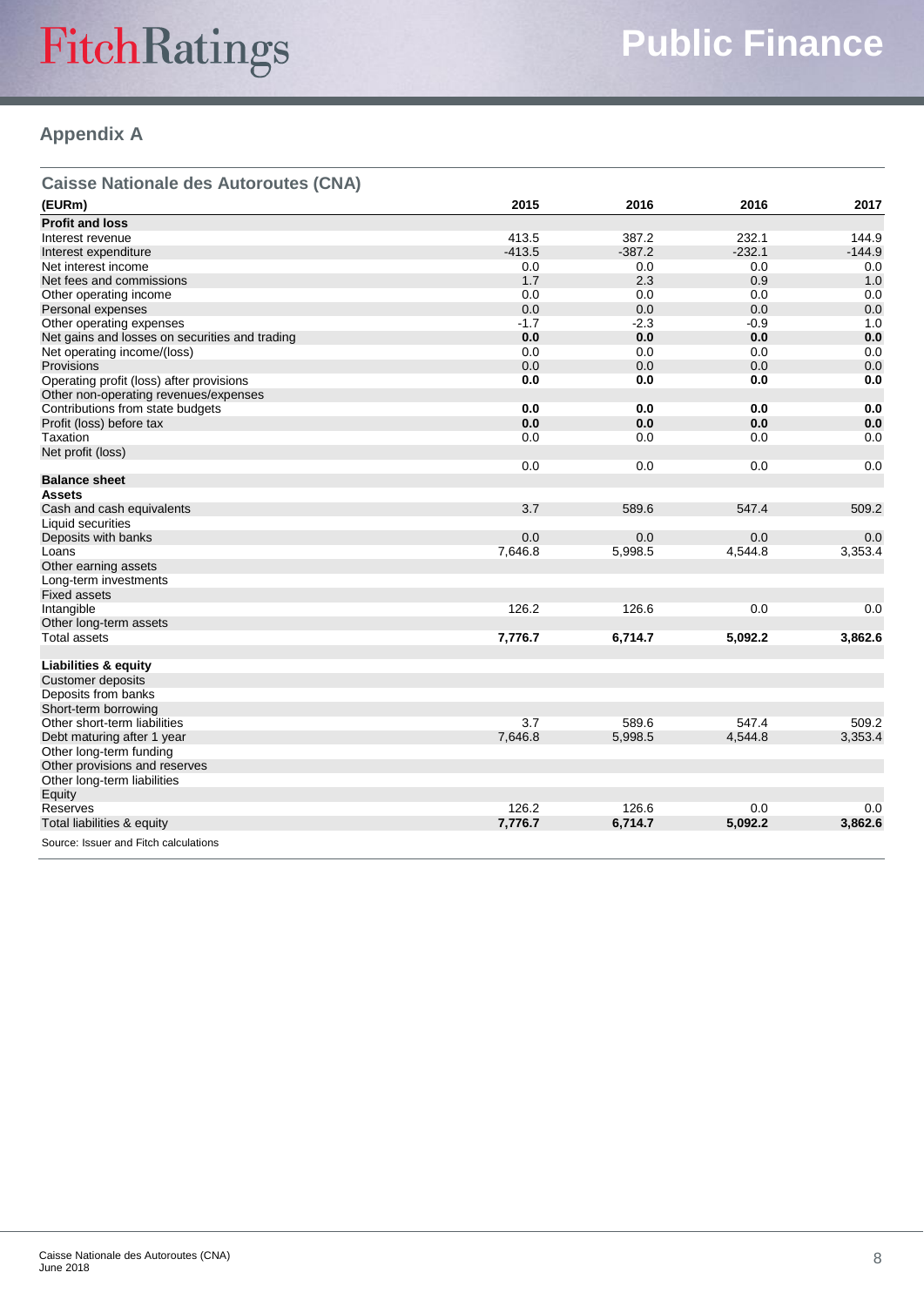## Appendix A

### Caisse Nationale des Autoroutes (CNA)

| (EURm) | 2015 | 2016 | 2016 | 2017 |
|---|---|---|---|---|
| **Profit and loss** | | | | |
| Interest revenue | 413.5 | 387.2 | 232.1 | 144.9 |
| Interest expenditure | -413.5 | -387.2 | -232.1 | -144.9 |
| Net interest income | 0.0 | 0.0 | 0.0 | 0.0 |
| Net fees and commissions | 1.7 | 2.3 | 0.9 | 1.0 |
| Other operating income | 0.0 | 0.0 | 0.0 | 0.0 |
| Personal expenses | 0.0 | 0.0 | 0.0 | 0.0 |
| Other operating expenses | -1.7 | -2.3 | -0.9 | 1.0 |
| Net gains and losses on securities and trading | **0.0** | **0.0** | **0.0** | **0.0** |
| Net operating income/(loss) | 0.0 | 0.0 | 0.0 | 0.0 |
| Provisions | 0.0 | 0.0 | 0.0 | 0.0 |
| Operating profit (loss) after provisions | **0.0** | **0.0** | **0.0** | **0.0** |
| Other non-operating revenues/expenses | | | | |
| Contributions from state budgets | **0.0** | **0.0** | **0.0** | **0.0** |
| Profit (loss) before tax | **0.0** | **0.0** | **0.0** | **0.0** |
| Taxation | 0.0 | 0.0 | 0.0 | 0.0 |
| Net profit (loss) | 0.0 | 0.0 | 0.0 | 0.0 |
| **Balance sheet** | | | | |
| **Assets** | | | | |
| Cash and cash equivalents | 3.7 | 589.6 | 547.4 | 509.2 |
| Liquid securities | | | | |
| Deposits with banks | 0.0 | 0.0 | 0.0 | 0.0 |
| Loans | 7,646.8 | 5,998.5 | 4,544.8 | 3,353.4 |
| Other earning assets | | | | |
| Long-term investments | | | | |
| Fixed assets | | | | |
| Intangible | 126.2 | 126.6 | 0.0 | 0.0 |
| Other long-term assets | | | | |
| Total assets | **7,776.7** | **6,714.7** | **5,092.2** | **3,862.6** |
| | | | | |
| **Liabilities & equity** | | | | |
| Customer deposits | | | | |
| Deposits from banks | | | | |
| Short-term borrowing | | | | |
| Other short-term liabilities | 3.7 | 589.6 | 547.4 | 509.2 |
| Debt maturing after 1 year | 7,646.8 | 5,998.5 | 4,544.8 | 3,353.4 |
| Other long-term funding | | | | |
| Other provisions and reserves | | | | |
| Other long-term liabilities | | | | |
| Equity | | | | |
| Reserves | 126.2 | 126.6 | 0.0 | 0.0 |
| Total liabilities & equity | **7,776.7** | **6,714.7** | **5,092.2** | **3,862.6** |

Source: Issuer and Fitch calculations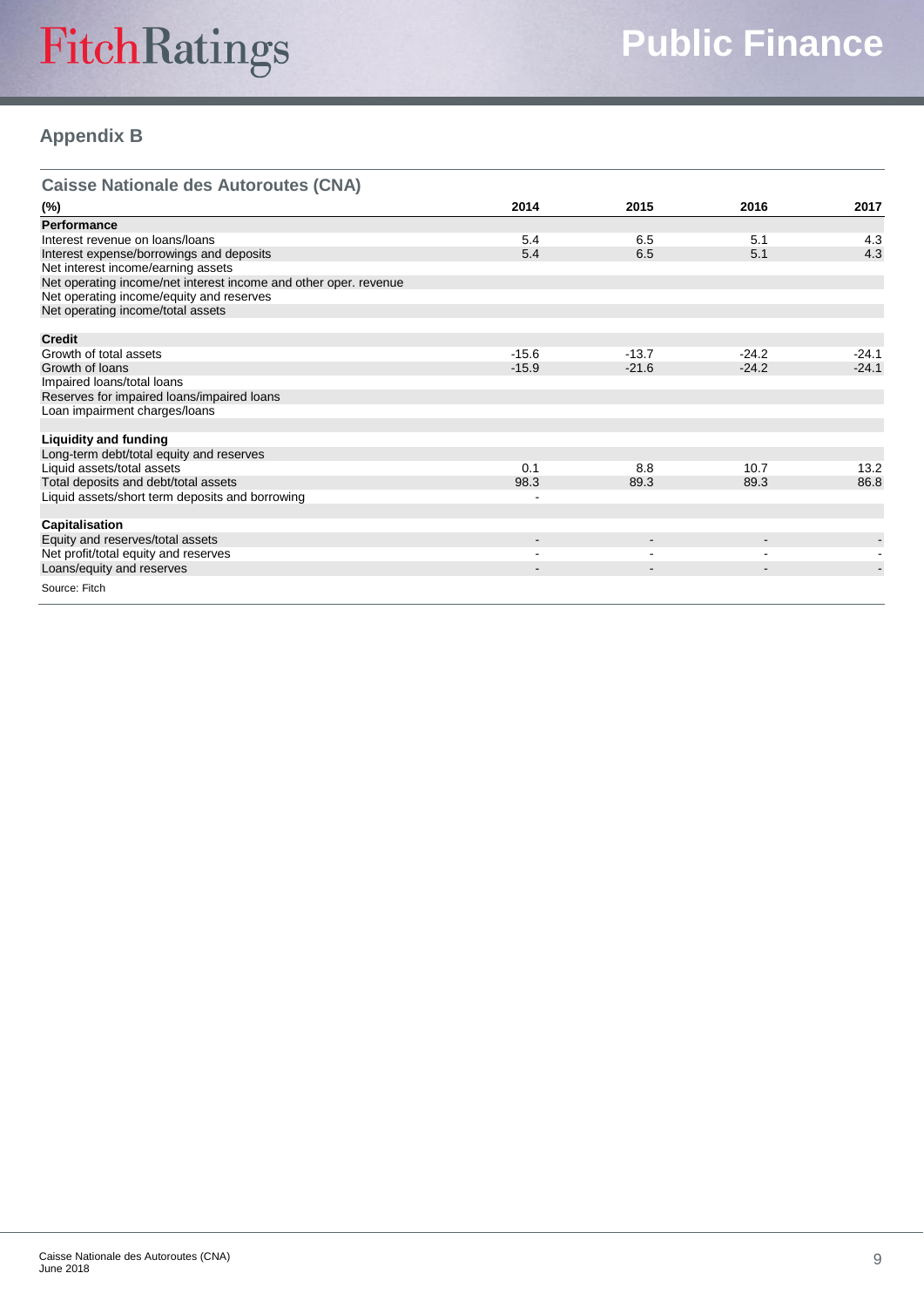## Appendix B

| Caisse Nationale des Autoroutes (CNA) | | | | |
|---|---|---|---|---|
| (%) | 2014 | 2015 | 2016 | 2017 |
| **Performance** | | | | |
| Interest revenue on loans/loans | 5.4 | 6.5 | 5.1 | 4.3 |
| Interest expense/borrowings and deposits | 5.4 | 6.5 | 5.1 | 4.3 |
| Net interest income/earning assets | | | | |
| Net operating income/net interest income and other oper. revenue | | | | |
| Net operating income/equity and reserves | | | | |
| Net operating income/total assets | | | | |
| **Credit** | | | | |
| Growth of total assets | -15.6 | -13.7 | -24.2 | -24.1 |
| Growth of loans | -15.9 | -21.6 | -24.2 | -24.1 |
| Impaired loans/total loans | | | | |
| Reserves for impaired loans/impaired loans | | | | |
| Loan impairment charges/loans | | | | |
| **Liquidity and funding** | | | | |
| Long-term debt/total equity and reserves | | | | |
| Liquid assets/total assets | 0.1 | 8.8 | 10.7 | 13.2 |
| Total deposits and debt/total assets | 98.3 | 89.3 | 89.3 | 86.8 |
| Liquid assets/short term deposits and borrowing | - | | | |
| **Capitalisation** | | | | |
| Equity and reserves/total assets | - | - | - | - |
| Net profit/total equity and reserves | - | - | - | - |
| Loans/equity and reserves | - | - | - | - |

Source: Fitch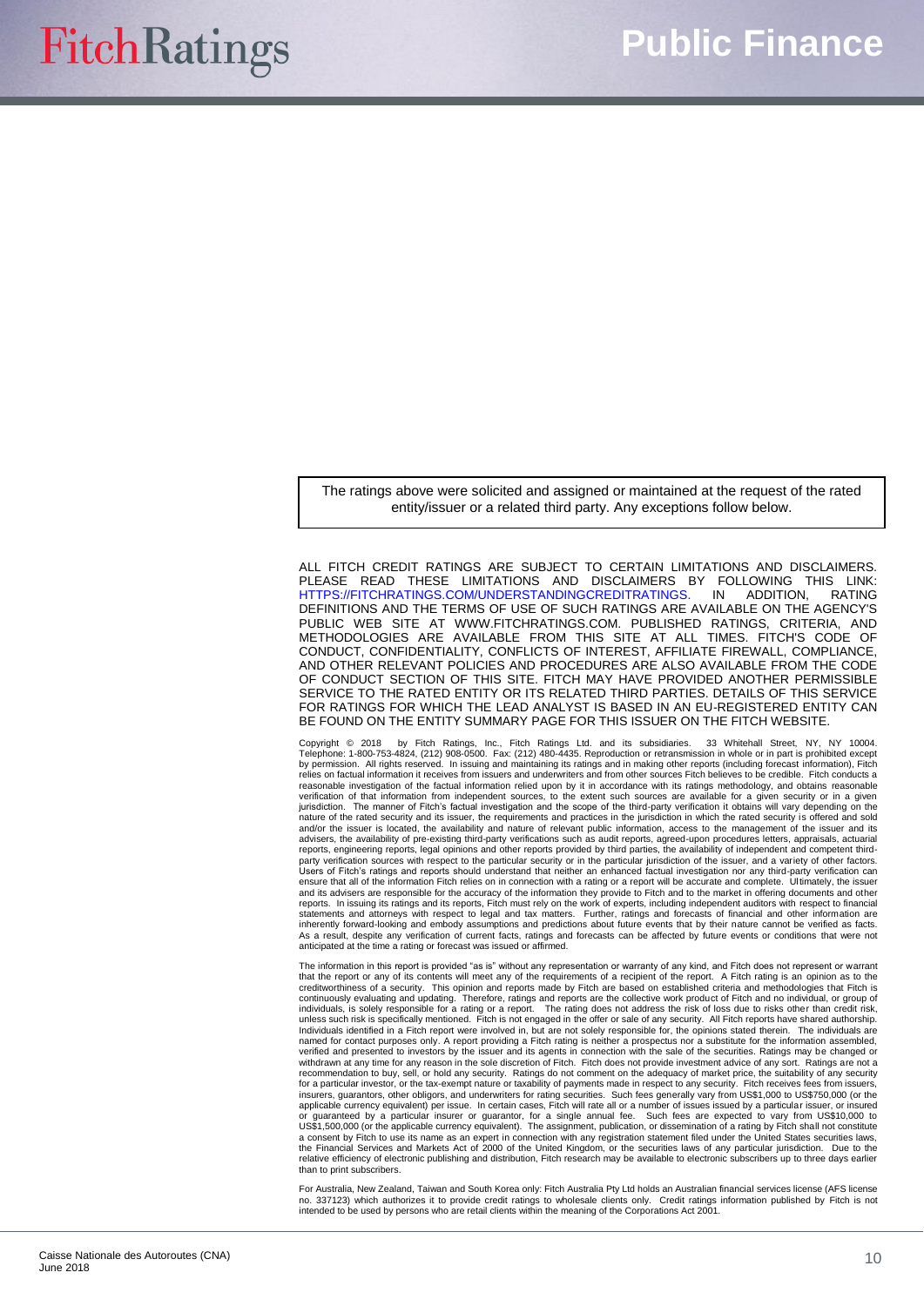The ratings above were solicited and assigned or maintained at the request of the rated entity/issuer or a related third party. Any exceptions follow below.

ALL FITCH CREDIT RATINGS ARE SUBJECT TO CERTAIN LIMITATIONS AND DISCLAIMERS. PLEASE READ THESE LIMITATIONS AND DISCLAIMERS BY FOLLOWING THIS LINK: HTTPS://FITCHRATINGS.COM/UNDERSTANDINGCREDITRATINGS. IN ADDITION, RATING DEFINITIONS AND THE TERMS OF USE OF SUCH RATINGS ARE AVAILABLE ON THE AGENCY'S PUBLIC WEB SITE AT WWW.FITCHRATINGS.COM. PUBLISHED RATINGS, CRITERIA, AND METHODOLOGIES ARE AVAILABLE FROM THIS SITE AT ALL TIMES. FITCH'S CODE OF CONDUCT, CONFIDENTIALITY, CONFLICTS OF INTEREST, AFFILIATE FIREWALL, COMPLIANCE, AND OTHER RELEVANT POLICIES AND PROCEDURES ARE ALSO AVAILABLE FROM THE CODE OF CONDUCT SECTION OF THIS SITE. FITCH MAY HAVE PROVIDED ANOTHER PERMISSIBLE SERVICE TO THE RATED ENTITY OR ITS RELATED THIRD PARTIES. DETAILS OF THIS SERVICE FOR RATINGS FOR WHICH THE LEAD ANALYST IS BASED IN AN EU-REGISTERED ENTITY CAN BE FOUND ON THE ENTITY SUMMARY PAGE FOR THIS ISSUER ON THE FITCH WEBSITE.

Copyright © 2018 by Fitch Ratings, Inc., Fitch Ratings Ltd. and its subsidiaries. 33 Whitehall Street, NY, NY 10004. Telephone: 1-800-753-4824, (212) 908-0500. Fax: (212) 480-4435. Reproduction or retransmission in whole or in part is prohibited except by permission. All rights reserved. In issuing and maintaining its ratings and in making other reports (including forecast information), Fitch relies on factual information it receives from issuers and underwriters and from other sources Fitch believes to be credible. Fitch conducts a reasonable investigation of the factual information relied upon by it in accordance with its ratings methodology, and obtains reasonable verification of that information from independent sources, to the extent such sources are available for a given security or in a given jurisdiction. The manner of Fitch's factual investigation and the scope of the third-party verification it obtains will vary depending on the nature of the rated security and its issuer, the requirements and practices in the jurisdiction in which the rated security is offered and sold and/or the issuer is located, the availability and nature of relevant public information, access to the management of the issuer and its advisers, the availability of pre-existing third-party verifications such as audit reports, agreed-upon procedures letters, appraisals, actuarial reports, engineering reports, legal opinions and other reports provided by third parties, the availability of independent and competent third-party verification sources with respect to the particular security or in the particular jurisdiction of the issuer, and a variety of other factors. Users of Fitch's ratings and reports should understand that neither an enhanced factual investigation nor any third-party verification can ensure that all of the information Fitch relies on in connection with a rating or a report will be accurate and complete. Ultimately, the issuer and its advisers are responsible for the accuracy of the information they provide to Fitch and to the market in offering documents and other reports. In issuing its ratings and its reports, Fitch must rely on the work of experts, including independent auditors with respect to financial statements and attorneys with respect to legal and tax matters. Further, ratings and forecasts of financial and other information are inherently forward-looking and embody assumptions and predictions about future events that by their nature cannot be verified as facts. As a result, despite any verification of current facts, ratings and forecasts can be affected by future events or conditions that were not anticipated at the time a rating or forecast was issued or affirmed.

The information in this report is provided "as is" without any representation or warranty of any kind, and Fitch does not represent or warrant that the report or any of its contents will meet any of the requirements of a recipient of the report. A Fitch rating is an opinion as to the creditworthiness of a security. This opinion and reports made by Fitch are based on established criteria and methodologies that Fitch is continuously evaluating and updating. Therefore, ratings and reports are the collective work product of Fitch and no individual, or group of individuals, is solely responsible for a rating or a report. The rating does not address the risk of loss due to risks other than credit risk, unless such risk is specifically mentioned. Fitch is not engaged in the offer or sale of any security. All Fitch reports have shared authorship. Individuals identified in a Fitch report were involved in, but are not solely responsible for, the opinions stated therein. The individuals are named for contact purposes only. A report providing a Fitch rating is neither a prospectus nor a substitute for the information assembled, verified and presented to investors by the issuer and its agents in connection with the sale of the securities. Ratings may be changed or withdrawn at any time for any reason in the sole discretion of Fitch. Fitch does not provide investment advice of any sort. Ratings are not a recommendation to buy, sell, or hold any security. Ratings do not comment on the adequacy of market price, the suitability of any security for a particular investor, or the tax-exempt nature or taxability of payments made in respect to any security. Fitch receives fees from issuers, insurers, guarantors, other obligors, and underwriters for rating securities. Such fees generally vary from US$1,000 to US$750,000 (or the applicable currency equivalent) per issue. In certain cases, Fitch will rate all or a number of issues issued by a particular issuer, or insured or guaranteed by a particular insurer or guarantor, for a single annual fee. Such fees are expected to vary from US$10,000 to US$1,500,000 (or the applicable currency equivalent). The assignment, publication, or dissemination of a rating by Fitch shall not constitute a consent by Fitch to use its name as an expert in connection with any registration statement filed under the United States securities laws, the Financial Services and Markets Act of 2000 of the United Kingdom, or the securities laws of any particular jurisdiction. Due to the relative efficiency of electronic publishing and distribution, Fitch research may be available to electronic subscribers up to three days earlier than to print subscribers.

For Australia, New Zealand, Taiwan and South Korea only: Fitch Australia Pty Ltd holds an Australian financial services license (AFS license no. 337123) which authorizes it to provide credit ratings to wholesale clients only. Credit ratings information published by Fitch is not intended to be used by persons who are retail clients within the meaning of the Corporations Act 2001.